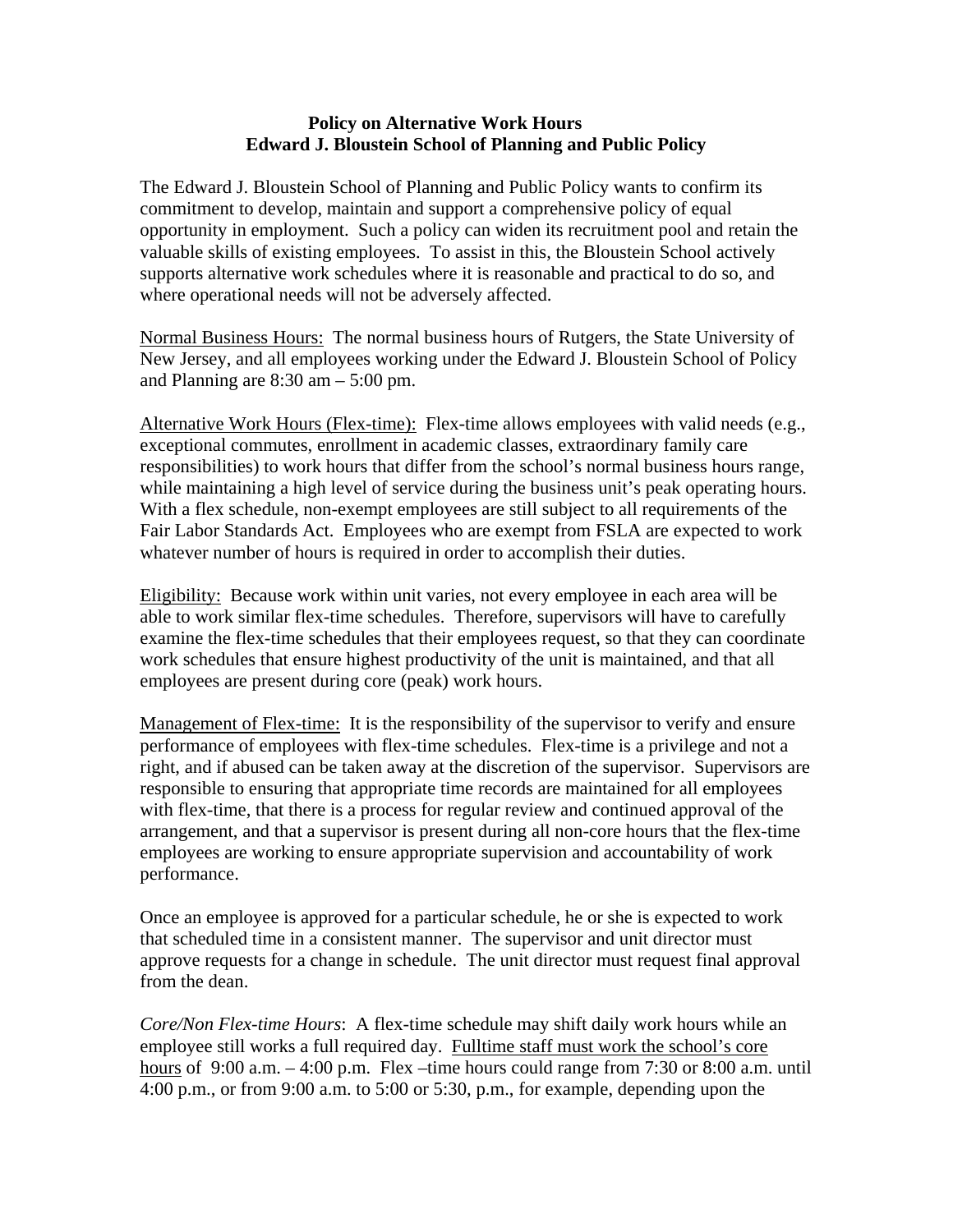**Policy on Alternative Work Hours**
**Edward J. Bloustein School of Planning and Public Policy**

The Edward J. Bloustein School of Planning and Public Policy wants to confirm its commitment to develop, maintain and support a comprehensive policy of equal opportunity in employment. Such a policy can widen its recruitment pool and retain the valuable skills of existing employees. To assist in this, the Bloustein School actively supports alternative work schedules where it is reasonable and practical to do so, and where operational needs will not be adversely affected.

<u>Normal Business Hours:</u> The normal business hours of Rutgers, the State University of New Jersey, and all employees working under the Edward J. Bloustein School of Policy and Planning are 8:30 am – 5:00 pm.

<u>Alternative Work Hours (Flex-time):</u> Flex-time allows employees with valid needs (e.g., exceptional commutes, enrollment in academic classes, extraordinary family care responsibilities) to work hours that differ from the school's normal business hours range, while maintaining a high level of service during the business unit's peak operating hours. With a flex schedule, non-exempt employees are still subject to all requirements of the Fair Labor Standards Act. Employees who are exempt from FSLA are expected to work whatever number of hours is required in order to accomplish their duties.

<u>Eligibility:</u> Because work within unit varies, not every employee in each area will be able to work similar flex-time schedules. Therefore, supervisors will have to carefully examine the flex-time schedules that their employees request, so that they can coordinate work schedules that ensure highest productivity of the unit is maintained, and that all employees are present during core (peak) work hours.

<u>Management of Flex-time:</u> It is the responsibility of the supervisor to verify and ensure performance of employees with flex-time schedules. Flex-time is a privilege and not a right, and if abused can be taken away at the discretion of the supervisor. Supervisors are responsible to ensuring that appropriate time records are maintained for all employees with flex-time, that there is a process for regular review and continued approval of the arrangement, and that a supervisor is present during all non-core hours that the flex-time employees are working to ensure appropriate supervision and accountability of work performance.

Once an employee is approved for a particular schedule, he or she is expected to work that scheduled time in a consistent manner. The supervisor and unit director must approve requests for a change in schedule. The unit director must request final approval from the dean.

*Core/Non Flex-time Hours*: A flex-time schedule may shift daily work hours while an employee still works a full required day. <u>Fulltime staff must work the school's core hours</u> of 9:00 a.m. – 4:00 p.m. Flex –time hours could range from 7:30 or 8:00 a.m. until 4:00 p.m., or from 9:00 a.m. to 5:00 or 5:30, p.m., for example, depending upon the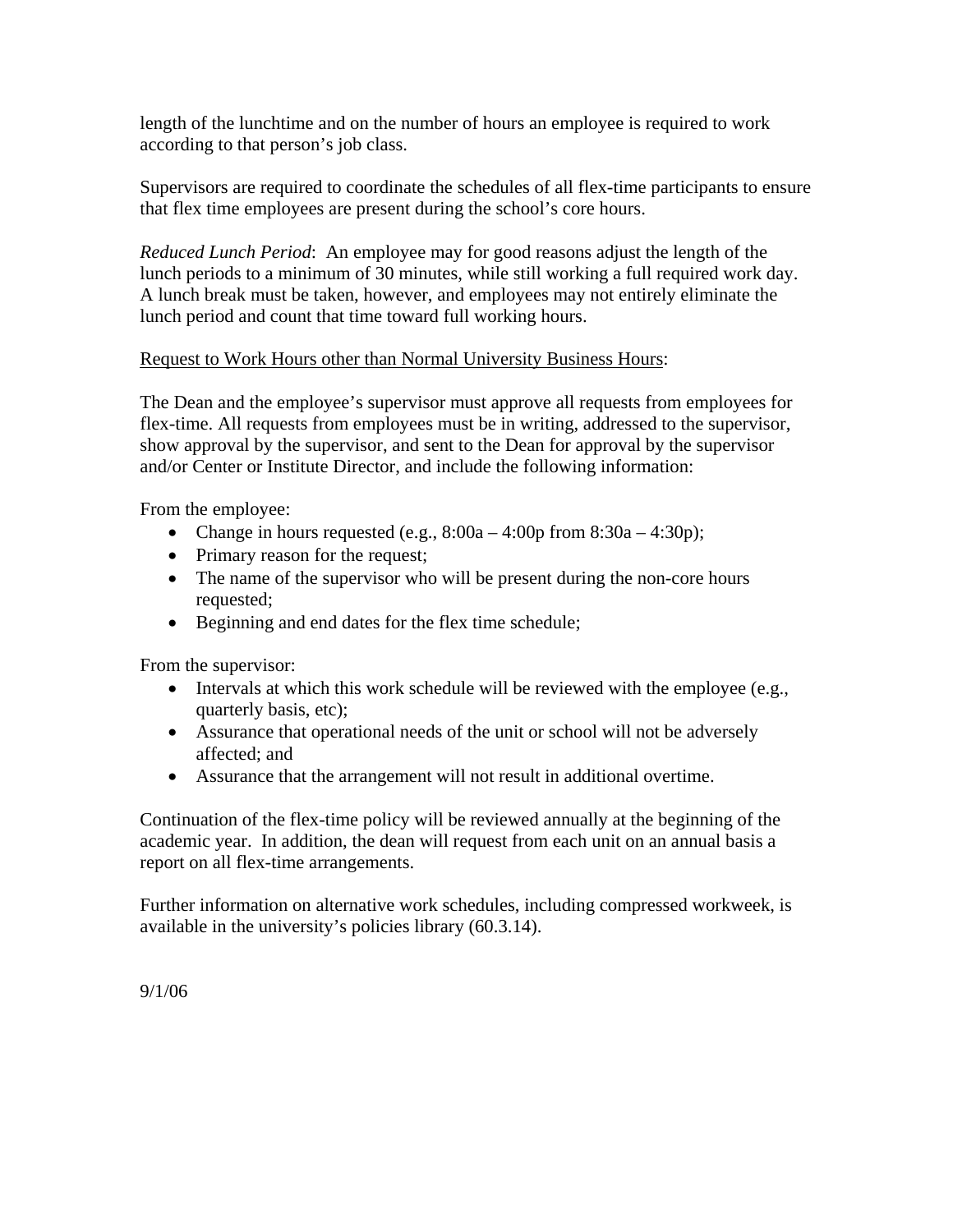length of the lunchtime and on the number of hours an employee is required to work according to that person's job class.

Supervisors are required to coordinate the schedules of all flex-time participants to ensure that flex time employees are present during the school's core hours.

*Reduced Lunch Period*: An employee may for good reasons adjust the length of the lunch periods to a minimum of 30 minutes, while still working a full required work day. A lunch break must be taken, however, and employees may not entirely eliminate the lunch period and count that time toward full working hours.

<u>Request to Work Hours other than Normal University Business Hours</u>:

The Dean and the employee's supervisor must approve all requests from employees for flex-time. All requests from employees must be in writing, addressed to the supervisor, show approval by the supervisor, and sent to the Dean for approval by the supervisor and/or Center or Institute Director, and include the following information:

From the employee:

- Change in hours requested (e.g., 8:00a – 4:00p from 8:30a – 4:30p);
- Primary reason for the request;
- The name of the supervisor who will be present during the non-core hours requested;
- Beginning and end dates for the flex time schedule;

From the supervisor:

- Intervals at which this work schedule will be reviewed with the employee (e.g., quarterly basis, etc);
- Assurance that operational needs of the unit or school will not be adversely affected; and
- Assurance that the arrangement will not result in additional overtime.

Continuation of the flex-time policy will be reviewed annually at the beginning of the academic year. In addition, the dean will request from each unit on an annual basis a report on all flex-time arrangements.

Further information on alternative work schedules, including compressed workweek, is available in the university's policies library (60.3.14).

9/1/06